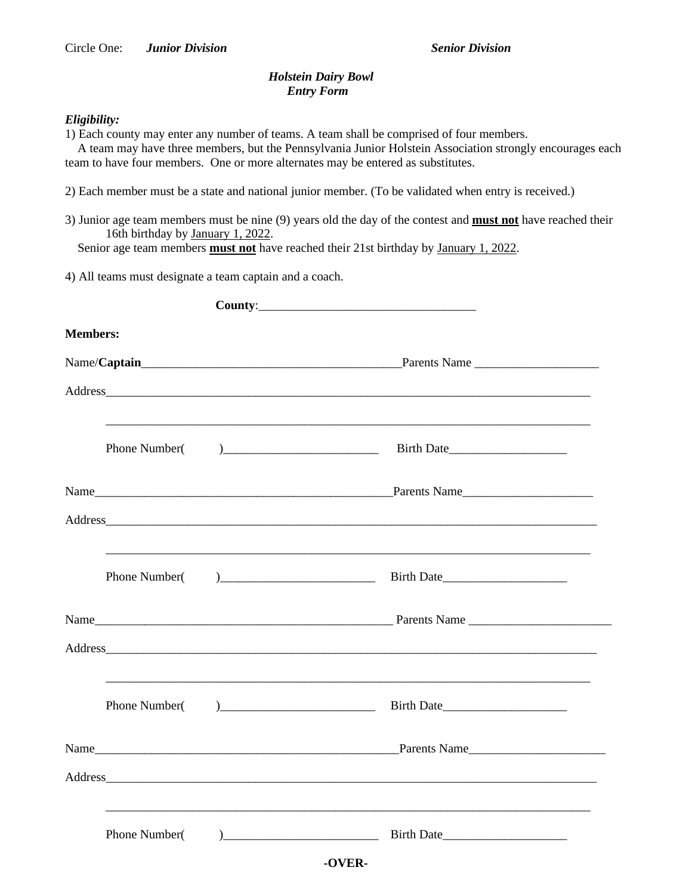Circle One: ***Junior Division*** ***Senior Division***

***Holstein Dairy Bowl***
***Entry Form***

***Eligibility:***

1) Each county may enter any number of teams. A team shall be comprised of four members.
A team may have three members, but the Pennsylvania Junior Holstein Association strongly encourages each team to have four members. One or more alternates may be entered as substitutes.

2) Each member must be a state and national junior member. (To be validated when entry is received.)

3) Junior age team members must be nine (9) years old the day of the contest and **must not** have reached their 16th birthday by January 1, 2022.
Senior age team members **must not** have reached their 21st birthday by January 1, 2022.

4) All teams must designate a team captain and a coach.

**County**:___________________________________

**Members:**

Name/**Captain**__________________________________________Parents Name ____________________

Address_________________________________________________________________________________

_________________________________________________________________________________

Phone Number(        )_________________________ Birth Date___________________

Name__________________________________________________Parents Name_____________________

Address_________________________________________________________________________________

_________________________________________________________________________________

Phone Number(        )_________________________ Birth Date____________________

Name__________________________________________________ Parents Name ______________________

Address_________________________________________________________________________________

_________________________________________________________________________________

Phone Number(        )_________________________ Birth Date____________________

Name___________________________________________________Parents Name______________________

Address_________________________________________________________________________________

_________________________________________________________________________________

Phone Number(        )_________________________ Birth Date____________________

**-OVER-**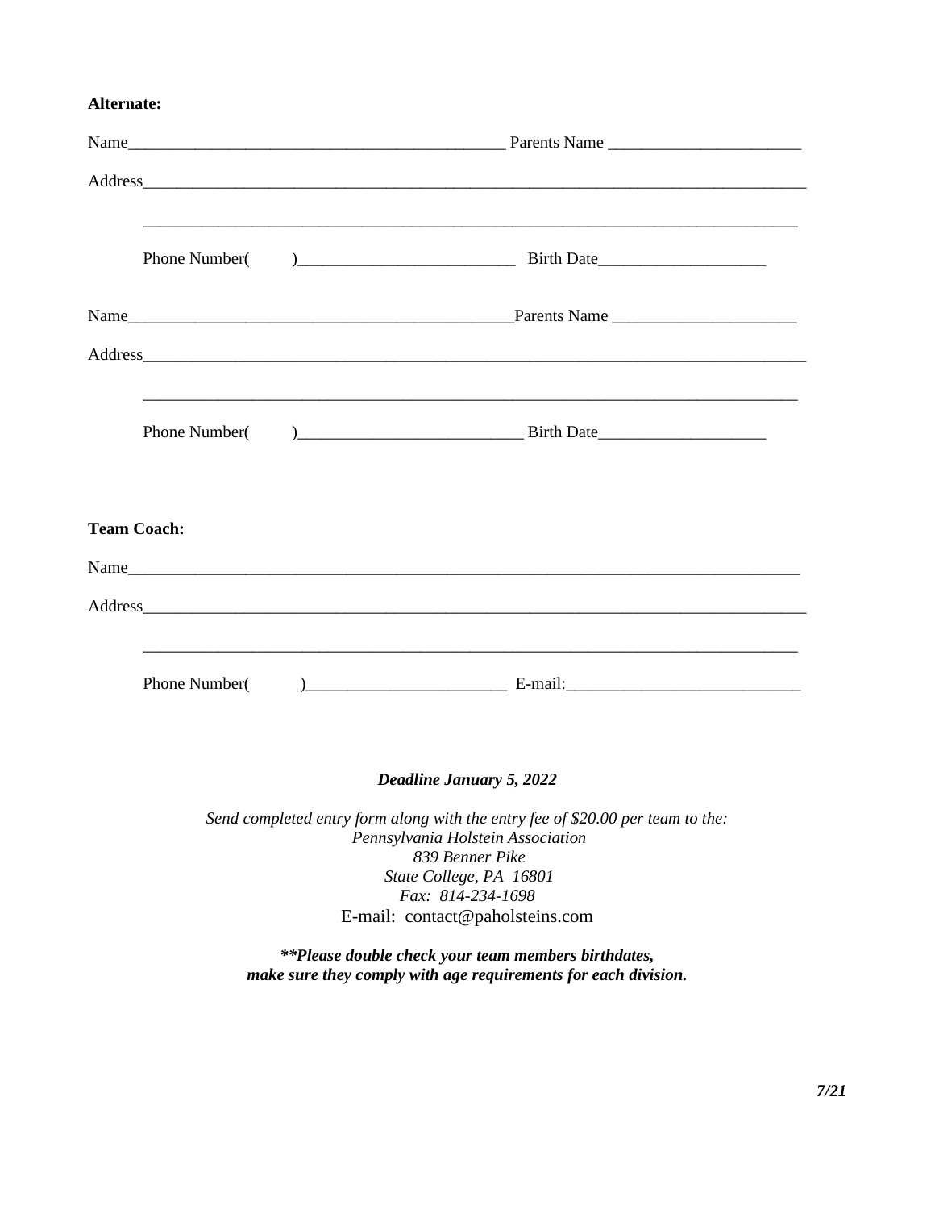**Alternate:**

Name_______________________________________________ Parents Name _______________________

Address_____________________________________________________________________________________

_____________________________________________________________________________________

Phone Number(        )__________________________  Birth Date____________________

Name_______________________________________________Parents Name ______________________

Address_____________________________________________________________________________________

_____________________________________________________________________________________

Phone Number(        )__________________________ Birth Date____________________

**Team Coach:**

Name_____________________________________________________________________________________

Address_____________________________________________________________________________________

_____________________________________________________________________________________

Phone Number(        )________________________  E-mail:____________________________

***Deadline January 5, 2022***

*Send completed entry form along with the entry fee of $20.00 per team to the:*
*Pennsylvania Holstein Association*
*839 Benner Pike*
*State College, PA 16801*
*Fax: 814-234-1698*
E-mail: contact@paholsteins.com

***Please double check your team members birthdates,
make sure they comply with age requirements for each division.***

***7/21***